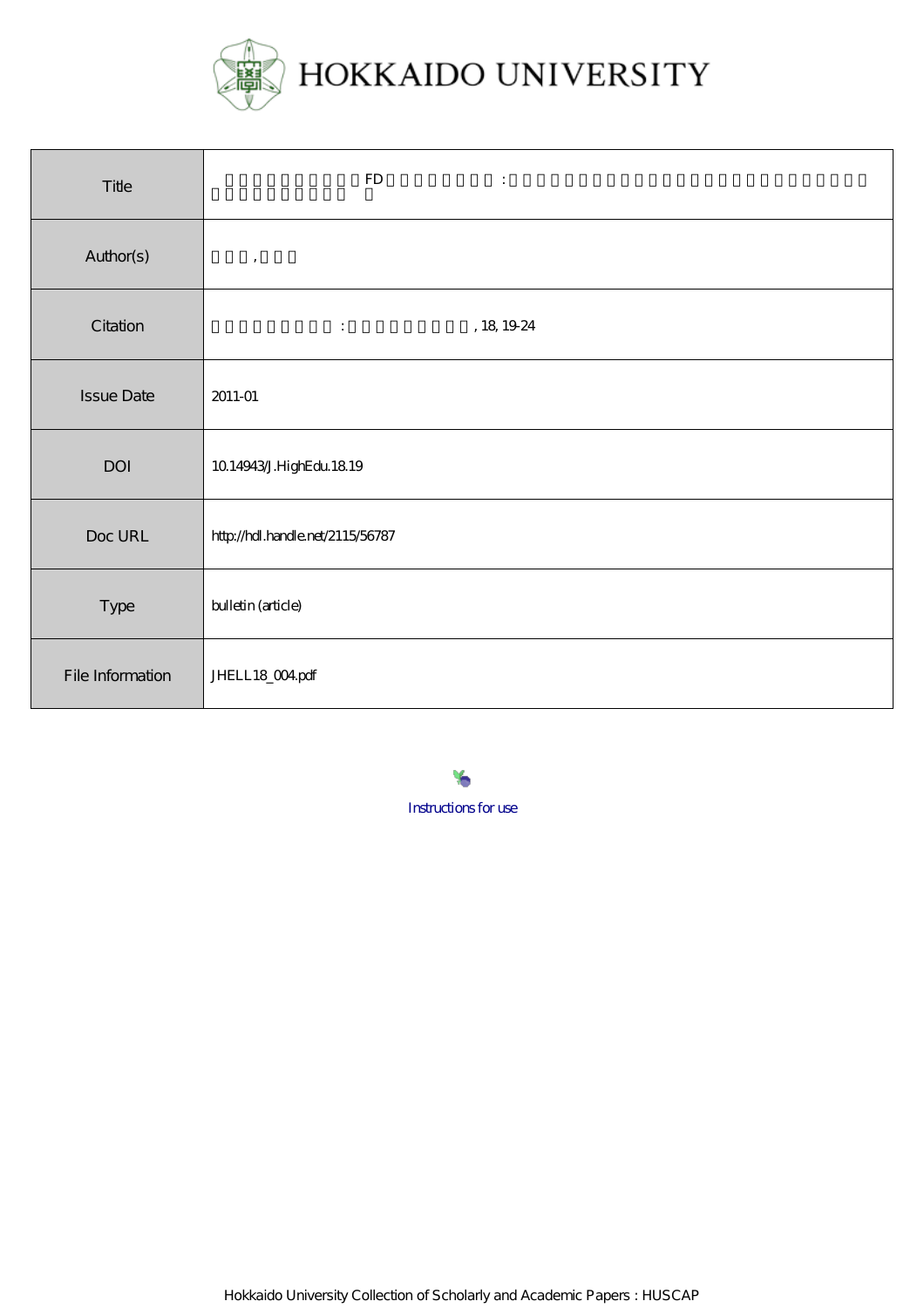HOKKAIDO UNIVERSITY

| Title | FD : |
|---|---|
| Author(s) | , |
| Citation | : , 18, 19-24 |
| Issue Date | 2011-01 |
| DOI | 10.14943/J.HighEdu.18.19 |
| Doc URL | http://hdl.handle.net/2115/56787 |
| Type | bulletin (article) |
| File Information | JHELL18_004.pdf |

Instructions for use

Hokkaido University Collection of Scholarly and Academic Papers : HUSCAP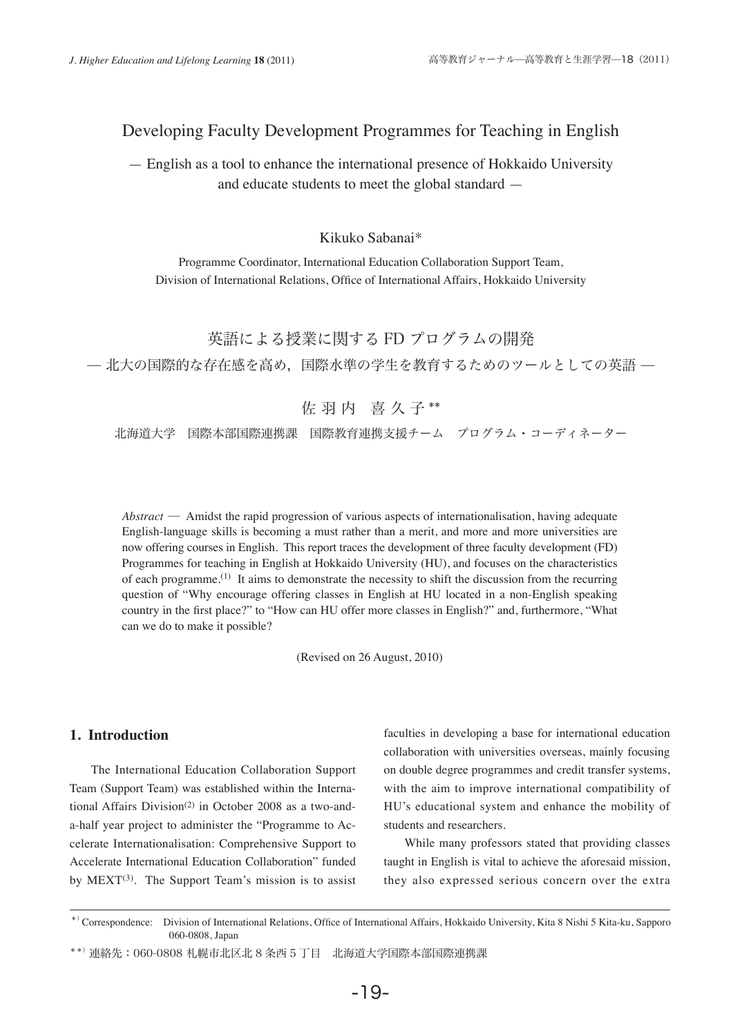# Developing Faculty Development Programmes for Teaching in English

— English as a tool to enhance the international presence of Hokkaido University and educate students to meet the global standard —

Kikuko Sabanai*

Programme Coordinator, International Education Collaboration Support Team, Division of International Relations, Office of International Affairs, Hokkaido University

# 英語による授業に関する FD プログラムの開発

— 北大の国際的な存在感を高め，国際水準の学生を教育するためのツールとしての英語 —

佐 羽 内　喜 久 子 **

北海道大学　国際本部国際連携課　国際教育連携支援チーム　プログラム・コーディネーター

*Abstract* —  Amidst the rapid progression of various aspects of internationalisation, having adequate English-language skills is becoming a must rather than a merit, and more and more universities are now offering courses in English. This report traces the development of three faculty development (FD) Programmes for teaching in English at Hokkaido University (HU), and focuses on the characteristics of each programme.(1) It aims to demonstrate the necessity to shift the discussion from the recurring question of "Why encourage offering classes in English at HU located in a non-English speaking country in the first place?" to "How can HU offer more classes in English?" and, furthermore, "What can we do to make it possible?

(Revised on 26 August, 2010)

## 1. Introduction

The International Education Collaboration Support Team (Support Team) was established within the International Affairs Division(2) in October 2008 as a two-and-a-half year project to administer the "Programme to Accelerate Internationalisation: Comprehensive Support to Accelerate International Education Collaboration" funded by MEXT(3). The Support Team's mission is to assist faculties in developing a base for international education collaboration with universities overseas, mainly focusing on double degree programmes and credit transfer systems, with the aim to improve international compatibility of HU's educational system and enhance the mobility of students and researchers.

While many professors stated that providing classes taught in English is vital to achieve the aforesaid mission, they also expressed serious concern over the extra

---

*) Correspondence: Division of International Relations, Office of International Affairs, Hokkaido University, Kita 8 Nishi 5 Kita-ku, Sapporo 060-0808, Japan

**) 連絡先：060-0808 札幌市北区北 8 条西 5 丁目　北海道大学国際本部国際連携課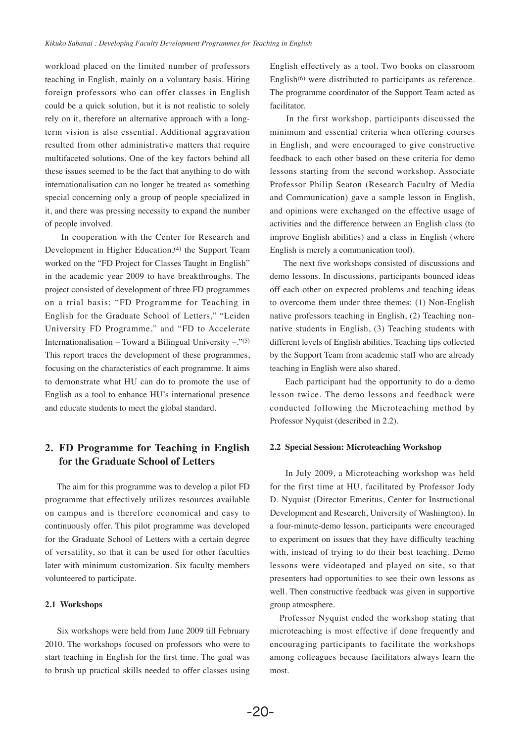workload placed on the limited number of professors teaching in English, mainly on a voluntary basis. Hiring foreign professors who can offer classes in English could be a quick solution, but it is not realistic to solely rely on it, therefore an alternative approach with a long-term vision is also essential. Additional aggravation resulted from other administrative matters that require multifaceted solutions. One of the key factors behind all these issues seemed to be the fact that anything to do with internationalisation can no longer be treated as something special concerning only a group of people specialized in it, and there was pressing necessity to expand the number of people involved.

In cooperation with the Center for Research and Development in Higher Education,(4) the Support Team worked on the "FD Project for Classes Taught in English" in the academic year 2009 to have breakthroughs. The project consisted of development of three FD programmes on a trial basis: "FD Programme for Teaching in English for the Graduate School of Letters," "Leiden University FD Programme," and "FD to Accelerate Internationalisation – Toward a Bilingual University –."(5) This report traces the development of these programmes, focusing on the characteristics of each programme. It aims to demonstrate what HU can do to promote the use of English as a tool to enhance HU's international presence and educate students to meet the global standard.

## 2. FD Programme for Teaching in English for the Graduate School of Letters

The aim for this programme was to develop a pilot FD programme that effectively utilizes resources available on campus and is therefore economical and easy to continuously offer. This pilot programme was developed for the Graduate School of Letters with a certain degree of versatility, so that it can be used for other faculties later with minimum customization. Six faculty members volunteered to participate.

### 2.1 Workshops

Six workshops were held from June 2009 till February 2010. The workshops focused on professors who were to start teaching in English for the first time. The goal was to brush up practical skills needed to offer classes using English effectively as a tool. Two books on classroom English(6) were distributed to participants as reference. The programme coordinator of the Support Team acted as facilitator.

In the first workshop, participants discussed the minimum and essential criteria when offering courses in English, and were encouraged to give constructive feedback to each other based on these criteria for demo lessons starting from the second workshop. Associate Professor Philip Seaton (Research Faculty of Media and Communication) gave a sample lesson in English, and opinions were exchanged on the effective usage of activities and the difference between an English class (to improve English abilities) and a class in English (where English is merely a communication tool).

The next five workshops consisted of discussions and demo lessons. In discussions, participants bounced ideas off each other on expected problems and teaching ideas to overcome them under three themes: (1) Non-English native professors teaching in English, (2) Teaching non-native students in English, (3) Teaching students with different levels of English abilities. Teaching tips collected by the Support Team from academic staff who are already teaching in English were also shared.

Each participant had the opportunity to do a demo lesson twice. The demo lessons and feedback were conducted following the Microteaching method by Professor Nyquist (described in 2.2).

### 2.2 Special Session: Microteaching Workshop

In July 2009, a Microteaching workshop was held for the first time at HU, facilitated by Professor Jody D. Nyquist (Director Emeritus, Center for Instructional Development and Research, University of Washington). In a four-minute-demo lesson, participants were encouraged to experiment on issues that they have difficulty teaching with, instead of trying to do their best teaching. Demo lessons were videotaped and played on site, so that presenters had opportunities to see their own lessons as well. Then constructive feedback was given in supportive group atmosphere.

Professor Nyquist ended the workshop stating that microteaching is most effective if done frequently and encouraging participants to facilitate the workshops among colleagues because facilitators always learn the most.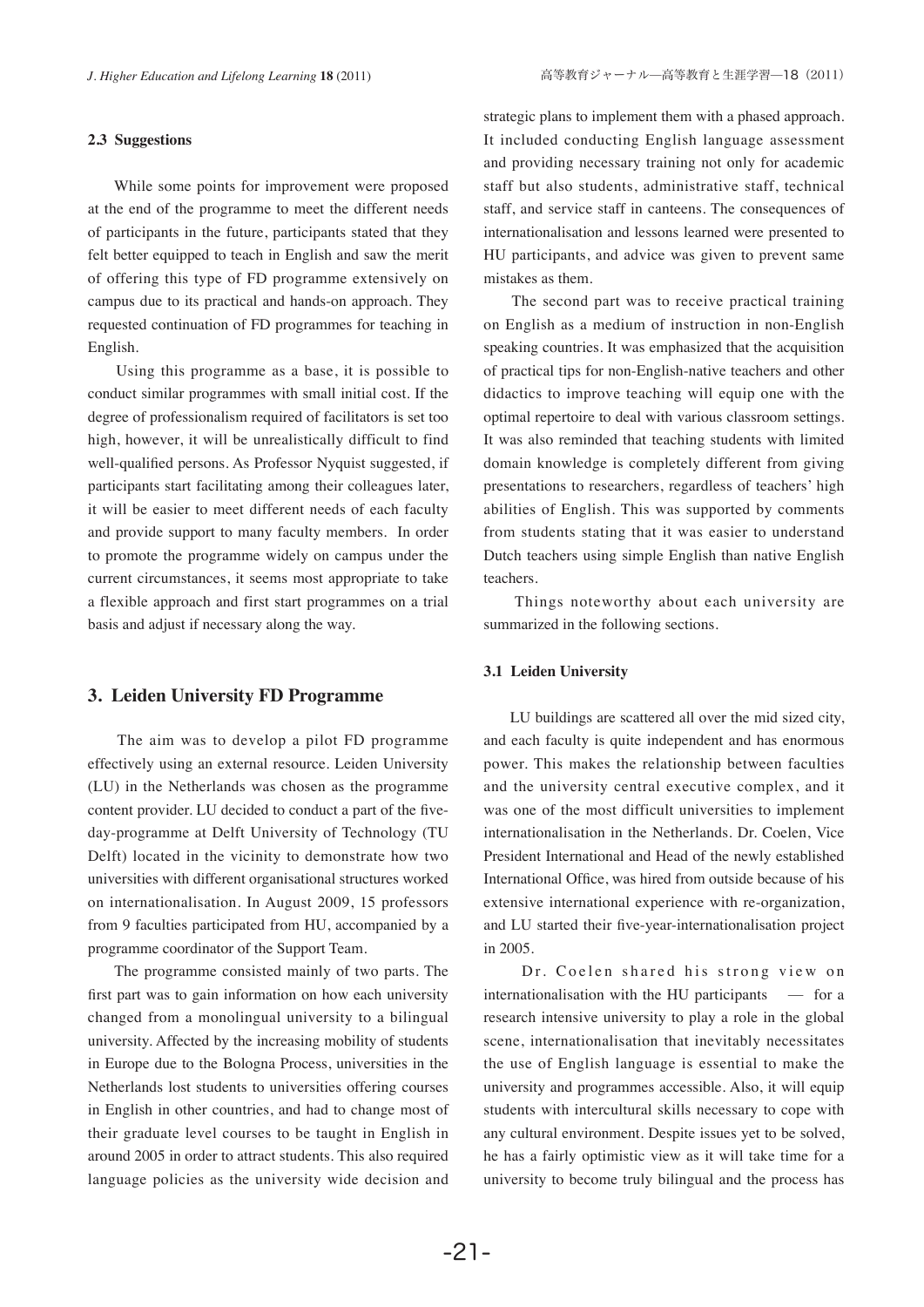### 2.3 Suggestions

While some points for improvement were proposed at the end of the programme to meet the different needs of participants in the future, participants stated that they felt better equipped to teach in English and saw the merit of offering this type of FD programme extensively on campus due to its practical and hands-on approach. They requested continuation of FD programmes for teaching in English.

Using this programme as a base, it is possible to conduct similar programmes with small initial cost. If the degree of professionalism required of facilitators is set too high, however, it will be unrealistically difficult to find well-qualified persons. As Professor Nyquist suggested, if participants start facilitating among their colleagues later, it will be easier to meet different needs of each faculty and provide support to many faculty members. In order to promote the programme widely on campus under the current circumstances, it seems most appropriate to take a flexible approach and first start programmes on a trial basis and adjust if necessary along the way.

## 3. Leiden University FD Programme

The aim was to develop a pilot FD programme effectively using an external resource. Leiden University (LU) in the Netherlands was chosen as the programme content provider. LU decided to conduct a part of the five-day-programme at Delft University of Technology (TU Delft) located in the vicinity to demonstrate how two universities with different organisational structures worked on internationalisation. In August 2009, 15 professors from 9 faculties participated from HU, accompanied by a programme coordinator of the Support Team.

The programme consisted mainly of two parts. The first part was to gain information on how each university changed from a monolingual university to a bilingual university. Affected by the increasing mobility of students in Europe due to the Bologna Process, universities in the Netherlands lost students to universities offering courses in English in other countries, and had to change most of their graduate level courses to be taught in English in around 2005 in order to attract students. This also required language policies as the university wide decision and strategic plans to implement them with a phased approach. It included conducting English language assessment and providing necessary training not only for academic staff but also students, administrative staff, technical staff, and service staff in canteens. The consequences of internationalisation and lessons learned were presented to HU participants, and advice was given to prevent same mistakes as them.

The second part was to receive practical training on English as a medium of instruction in non-English speaking countries. It was emphasized that the acquisition of practical tips for non-English-native teachers and other didactics to improve teaching will equip one with the optimal repertoire to deal with various classroom settings. It was also reminded that teaching students with limited domain knowledge is completely different from giving presentations to researchers, regardless of teachers' high abilities of English. This was supported by comments from students stating that it was easier to understand Dutch teachers using simple English than native English teachers.

Things noteworthy about each university are summarized in the following sections.

### 3.1 Leiden University

LU buildings are scattered all over the mid sized city, and each faculty is quite independent and has enormous power. This makes the relationship between faculties and the university central executive complex, and it was one of the most difficult universities to implement internationalisation in the Netherlands. Dr. Coelen, Vice President International and Head of the newly established International Office, was hired from outside because of his extensive international experience with re-organization, and LU started their five-year-internationalisation project in 2005.

Dr. Coelen shared his strong view on internationalisation with the HU participants — for a research intensive university to play a role in the global scene, internationalisation that inevitably necessitates the use of English language is essential to make the university and programmes accessible. Also, it will equip students with intercultural skills necessary to cope with any cultural environment. Despite issues yet to be solved, he has a fairly optimistic view as it will take time for a university to become truly bilingual and the process has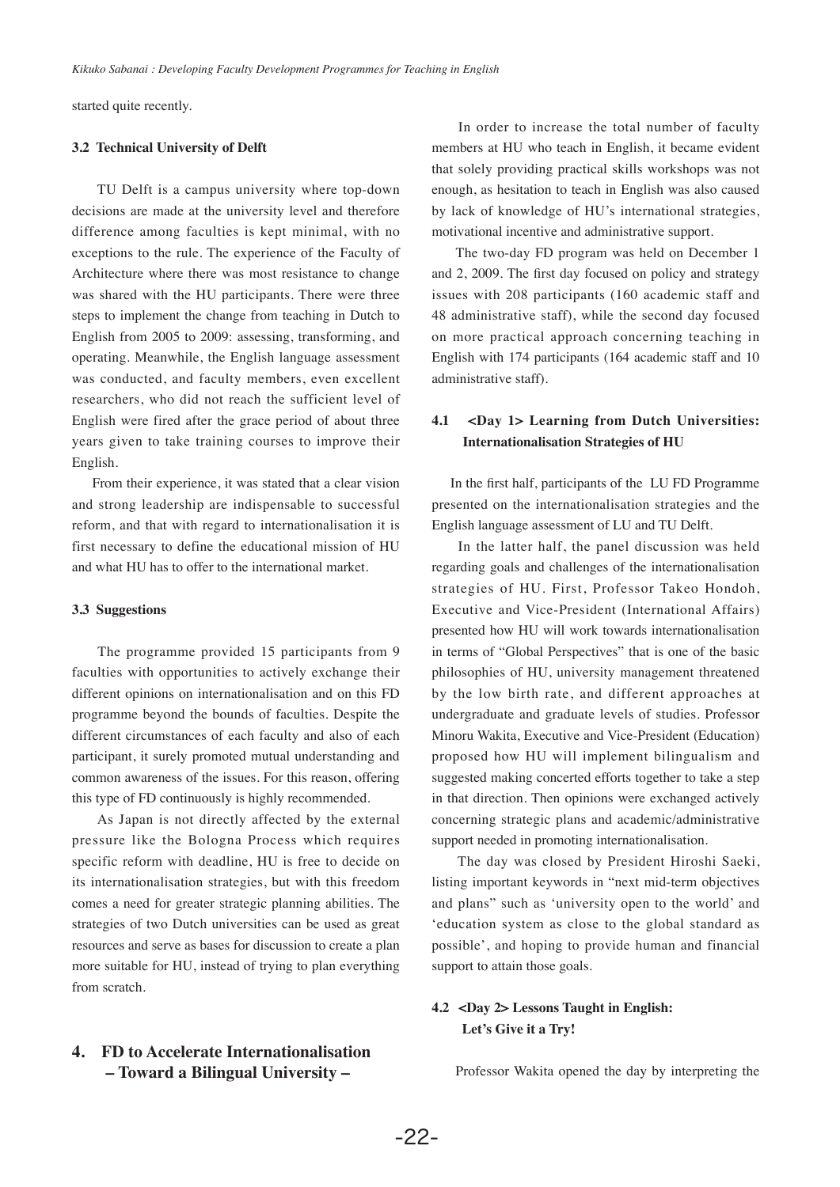started quite recently.

### 3.2 Technical University of Delft

TU Delft is a campus university where top-down decisions are made at the university level and therefore difference among faculties is kept minimal, with no exceptions to the rule. The experience of the Faculty of Architecture where there was most resistance to change was shared with the HU participants. There were three steps to implement the change from teaching in Dutch to English from 2005 to 2009: assessing, transforming, and operating. Meanwhile, the English language assessment was conducted, and faculty members, even excellent researchers, who did not reach the sufficient level of English were fired after the grace period of about three years given to take training courses to improve their English.

From their experience, it was stated that a clear vision and strong leadership are indispensable to successful reform, and that with regard to internationalisation it is first necessary to define the educational mission of HU and what HU has to offer to the international market.

### 3.3 Suggestions

The programme provided 15 participants from 9 faculties with opportunities to actively exchange their different opinions on internationalisation and on this FD programme beyond the bounds of faculties. Despite the different circumstances of each faculty and also of each participant, it surely promoted mutual understanding and common awareness of the issues. For this reason, offering this type of FD continuously is highly recommended.

As Japan is not directly affected by the external pressure like the Bologna Process which requires specific reform with deadline, HU is free to decide on its internationalisation strategies, but with this freedom comes a need for greater strategic planning abilities. The strategies of two Dutch universities can be used as great resources and serve as bases for discussion to create a plan more suitable for HU, instead of trying to plan everything from scratch.

## 4. FD to Accelerate Internationalisation – Toward a Bilingual University –

In order to increase the total number of faculty members at HU who teach in English, it became evident that solely providing practical skills workshops was not enough, as hesitation to teach in English was also caused by lack of knowledge of HU's international strategies, motivational incentive and administrative support.

The two-day FD program was held on December 1 and 2, 2009. The first day focused on policy and strategy issues with 208 participants (160 academic staff and 48 administrative staff), while the second day focused on more practical approach concerning teaching in English with 174 participants (164 academic staff and 10 administrative staff).

### 4.1 <Day 1> Learning from Dutch Universities: Internationalisation Strategies of HU

In the first half, participants of the LU FD Programme presented on the internationalisation strategies and the English language assessment of LU and TU Delft.

In the latter half, the panel discussion was held regarding goals and challenges of the internationalisation strategies of HU. First, Professor Takeo Hondoh, Executive and Vice-President (International Affairs) presented how HU will work towards internationalisation in terms of "Global Perspectives" that is one of the basic philosophies of HU, university management threatened by the low birth rate, and different approaches at undergraduate and graduate levels of studies. Professor Minoru Wakita, Executive and Vice-President (Education) proposed how HU will implement bilingualism and suggested making concerted efforts together to take a step in that direction. Then opinions were exchanged actively concerning strategic plans and academic/administrative support needed in promoting internationalisation.

The day was closed by President Hiroshi Saeki, listing important keywords in "next mid-term objectives and plans" such as 'university open to the world' and 'education system as close to the global standard as possible', and hoping to provide human and financial support to attain those goals.

### 4.2 <Day 2> Lessons Taught in English: Let's Give it a Try!

Professor Wakita opened the day by interpreting the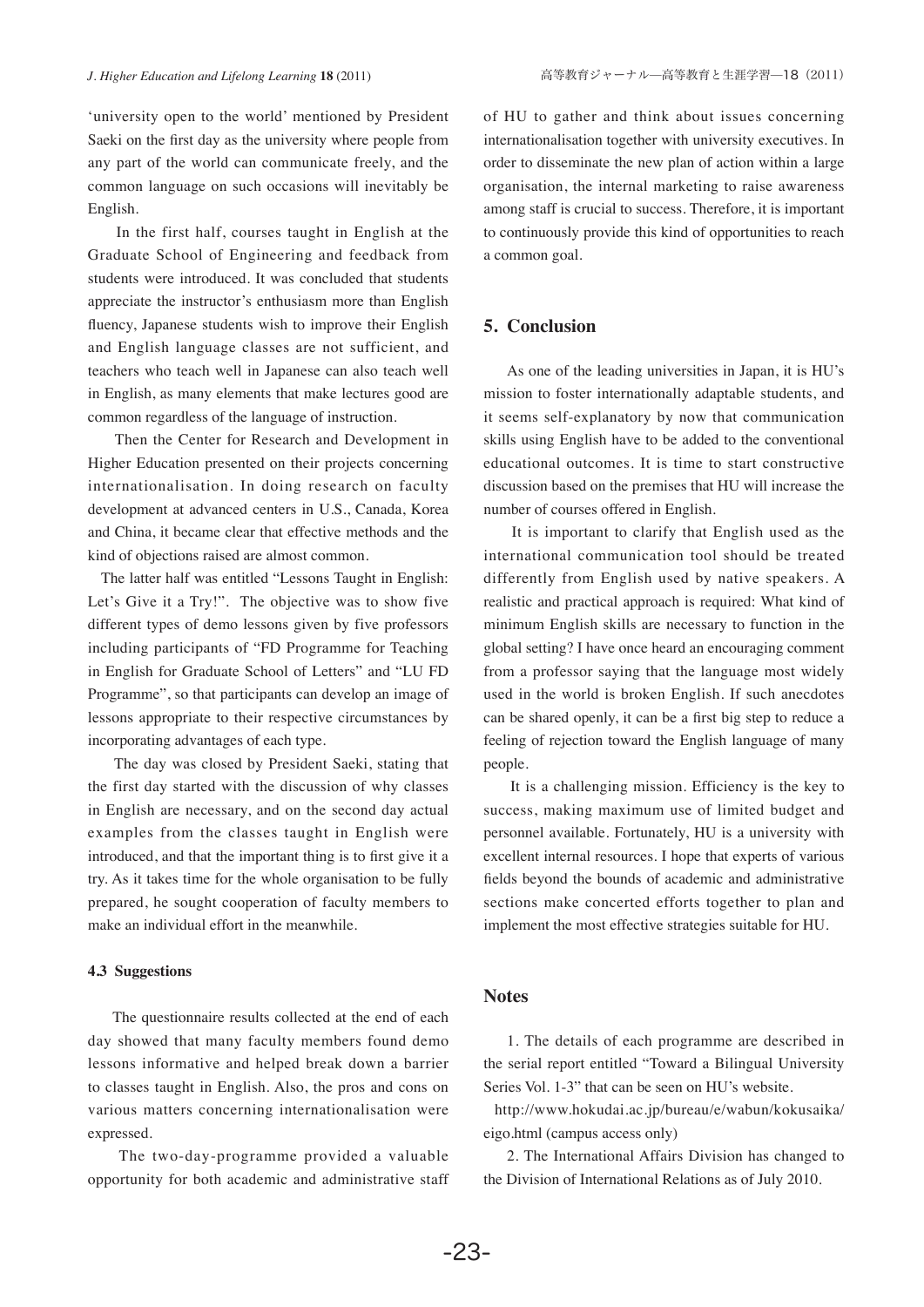'university open to the world' mentioned by President Saeki on the first day as the university where people from any part of the world can communicate freely, and the common language on such occasions will inevitably be English.

In the first half, courses taught in English at the Graduate School of Engineering and feedback from students were introduced. It was concluded that students appreciate the instructor's enthusiasm more than English fluency, Japanese students wish to improve their English and English language classes are not sufficient, and teachers who teach well in Japanese can also teach well in English, as many elements that make lectures good are common regardless of the language of instruction.

Then the Center for Research and Development in Higher Education presented on their projects concerning internationalisation. In doing research on faculty development at advanced centers in U.S., Canada, Korea and China, it became clear that effective methods and the kind of objections raised are almost common.

The latter half was entitled "Lessons Taught in English: Let's Give it a Try!". The objective was to show five different types of demo lessons given by five professors including participants of "FD Programme for Teaching in English for Graduate School of Letters" and "LU FD Programme", so that participants can develop an image of lessons appropriate to their respective circumstances by incorporating advantages of each type.

The day was closed by President Saeki, stating that the first day started with the discussion of why classes in English are necessary, and on the second day actual examples from the classes taught in English were introduced, and that the important thing is to first give it a try. As it takes time for the whole organisation to be fully prepared, he sought cooperation of faculty members to make an individual effort in the meanwhile.

### 4.3 Suggestions

The questionnaire results collected at the end of each day showed that many faculty members found demo lessons informative and helped break down a barrier to classes taught in English. Also, the pros and cons on various matters concerning internationalisation were expressed.

The two-day-programme provided a valuable opportunity for both academic and administrative staff of HU to gather and think about issues concerning internationalisation together with university executives. In order to disseminate the new plan of action within a large organisation, the internal marketing to raise awareness among staff is crucial to success. Therefore, it is important to continuously provide this kind of opportunities to reach a common goal.

## 5. Conclusion

As one of the leading universities in Japan, it is HU's mission to foster internationally adaptable students, and it seems self-explanatory by now that communication skills using English have to be added to the conventional educational outcomes. It is time to start constructive discussion based on the premises that HU will increase the number of courses offered in English.

It is important to clarify that English used as the international communication tool should be treated differently from English used by native speakers. A realistic and practical approach is required: What kind of minimum English skills are necessary to function in the global setting? I have once heard an encouraging comment from a professor saying that the language most widely used in the world is broken English. If such anecdotes can be shared openly, it can be a first big step to reduce a feeling of rejection toward the English language of many people.

It is a challenging mission. Efficiency is the key to success, making maximum use of limited budget and personnel available. Fortunately, HU is a university with excellent internal resources. I hope that experts of various fields beyond the bounds of academic and administrative sections make concerted efforts together to plan and implement the most effective strategies suitable for HU.

## Notes

1. The details of each programme are described in the serial report entitled "Toward a Bilingual University Series Vol. 1-3" that can be seen on HU's website.

http://www.hokudai.ac.jp/bureau/e/wabun/kokusaika/eigo.html (campus access only)

2. The International Affairs Division has changed to the Division of International Relations as of July 2010.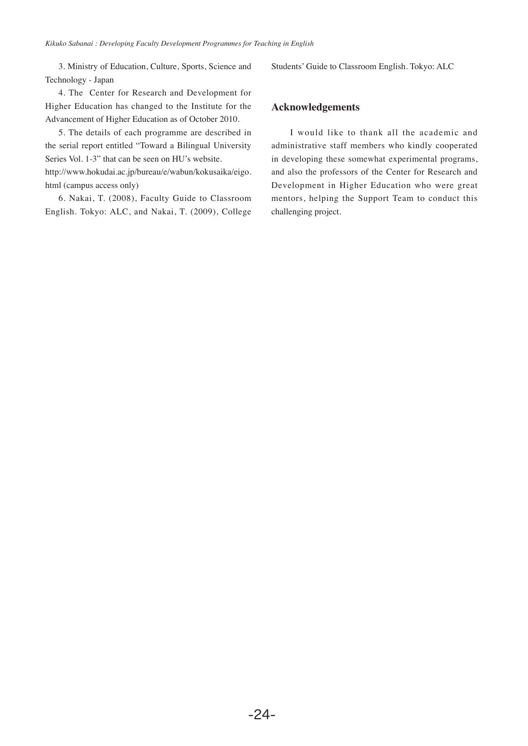3. Ministry of Education, Culture, Sports, Science and Technology - Japan

4. The Center for Research and Development for Higher Education has changed to the Institute for the Advancement of Higher Education as of October 2010.

5. The details of each programme are described in the serial report entitled "Toward a Bilingual University Series Vol. 1-3" that can be seen on HU's website.
http://www.hokudai.ac.jp/bureau/e/wabun/kokusaika/eigo.html (campus access only)

6. Nakai, T. (2008), Faculty Guide to Classroom English. Tokyo: ALC, and Nakai, T. (2009), College Students' Guide to Classroom English. Tokyo: ALC

## Acknowledgements

I would like to thank all the academic and administrative staff members who kindly cooperated in developing these somewhat experimental programs, and also the professors of the Center for Research and Development in Higher Education who were great mentors, helping the Support Team to conduct this challenging project.